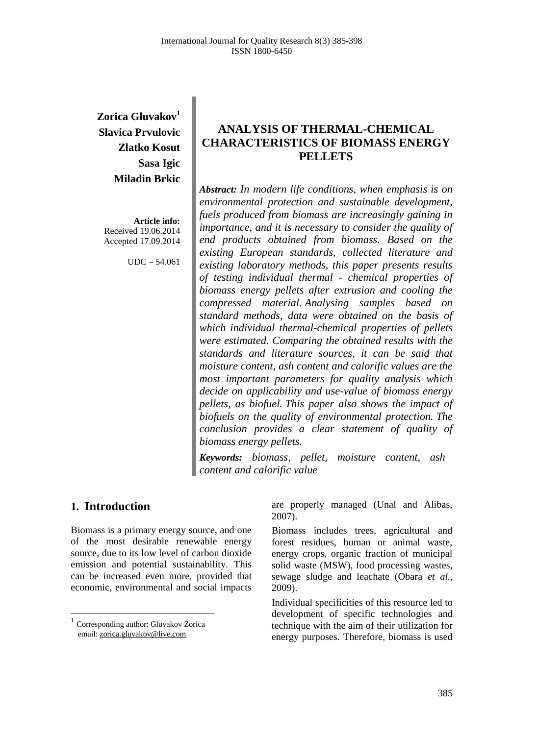Zorica Gluvakov[1]
Slavica Prvulovic
Zlatko Kosut
Sasa Igic
Miladin Brkic

**Article info:**
Received 19.06.2014
Accepted 17.09.2014

UDC – 54.061

# ANALYSIS OF THERMAL-CHEMICAL CHARACTERISTICS OF BIOMASS ENERGY PELLETS

***Abstract:*** *In modern life conditions, when emphasis is on environmental protection and sustainable development, fuels produced from biomass are increasingly gaining in importance, and it is necessary to consider the quality of end products obtained from biomass. Based on the existing European standards, collected literature and existing laboratory methods, this paper presents results of testing individual thermal - chemical properties of biomass energy pellets after extrusion and cooling the compressed material. Analysing samples based on standard methods, data were obtained on the basis of which individual thermal-chemical properties of pellets were estimated. Comparing the obtained results with the standards and literature sources, it can be said that moisture content, ash content and calorific values are the most important parameters for quality analysis which decide on applicability and use-value of biomass energy pellets, as biofuel. This paper also shows the impact of biofuels on the quality of environmental protection. The conclusion provides a clear statement of quality of biomass energy pellets.*

***Keywords:*** *biomass, pellet, moisture content, ash content and calorific value*

## 1. Introduction

Biomass is a primary energy source, and one of the most desirable renewable energy source, due to its low level of carbon dioxide emission and potential sustainability. This can be increased even more, provided that economic, environmental and social impacts are properly managed (Unal and Alibas, 2007).

Biomass includes trees, agricultural and forest residues, human or animal waste, energy crops, organic fraction of municipal solid waste (MSW), food processing wastes, sewage sludge and leachate (Obara *et al.*, 2009).

Individual specificities of this resource led to development of specific technologies and technique with the aim of their utilization for energy purposes. Therefore, biomass is used

[1] Corresponding author: Gluvakov Zorica
email: zorica.gluvakov@live.com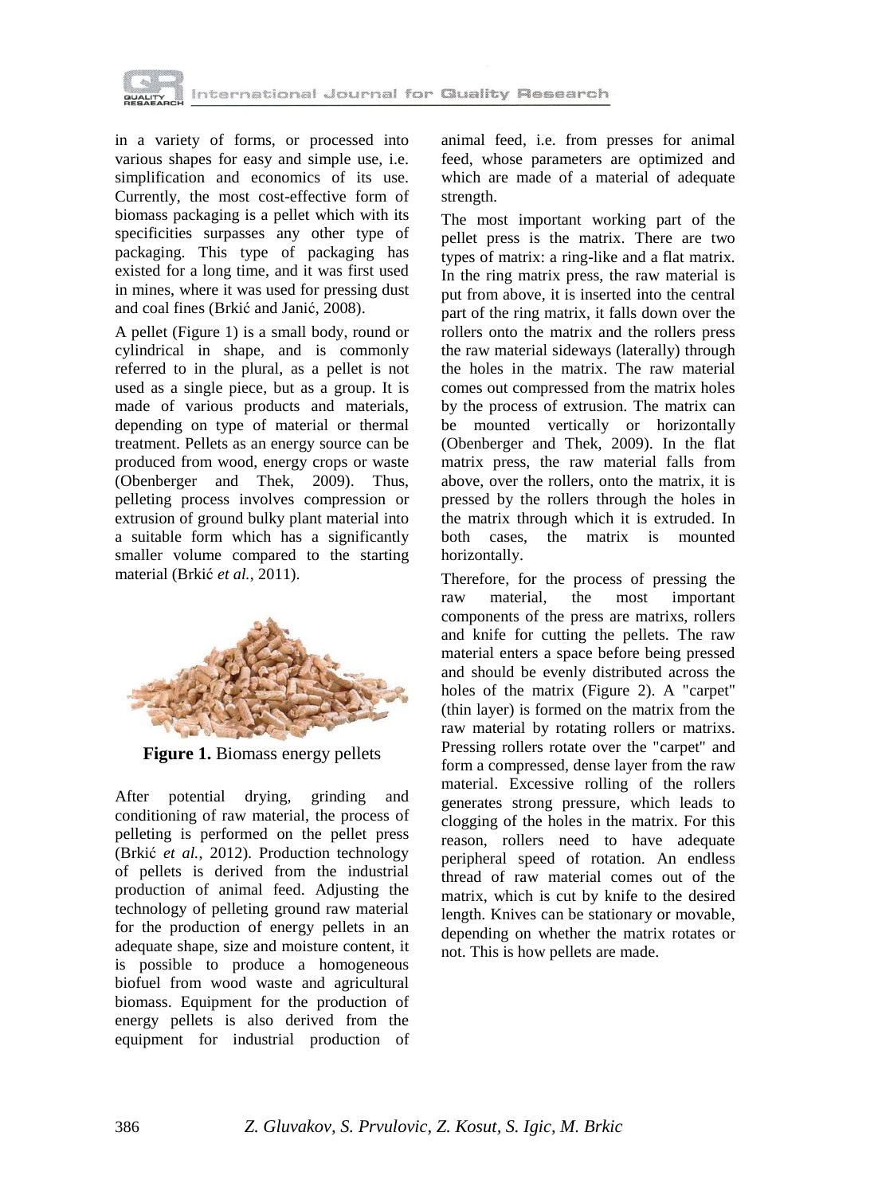in a variety of forms, or processed into various shapes for easy and simple use, i.e. simplification and economics of its use. Currently, the most cost-effective form of biomass packaging is a pellet which with its specificities surpasses any other type of packaging. This type of packaging has existed for a long time, and it was first used in mines, where it was used for pressing dust and coal fines (Brkić and Janić, 2008).

A pellet (Figure 1) is a small body, round or cylindrical in shape, and is commonly referred to in the plural, as a pellet is not used as a single piece, but as a group. It is made of various products and materials, depending on type of material or thermal treatment. Pellets as an energy source can be produced from wood, energy crops or waste (Obenberger and Thek, 2009). Thus, pelleting process involves compression or extrusion of ground bulky plant material into a suitable form which has a significantly smaller volume compared to the starting material (Brkić *et al.*, 2011).

**Figure 1.** Biomass energy pellets

After potential drying, grinding and conditioning of raw material, the process of pelleting is performed on the pellet press (Brkić *et al.*, 2012). Production technology of pellets is derived from the industrial production of animal feed. Adjusting the technology of pelleting ground raw material for the production of energy pellets in an adequate shape, size and moisture content, it is possible to produce a homogeneous biofuel from wood waste and agricultural biomass. Equipment for the production of energy pellets is also derived from the equipment for industrial production of animal feed, i.e. from presses for animal feed, whose parameters are optimized and which are made of a material of adequate strength.

The most important working part of the pellet press is the matrix. There are two types of matrix: a ring-like and a flat matrix. In the ring matrix press, the raw material is put from above, it is inserted into the central part of the ring matrix, it falls down over the rollers onto the matrix and the rollers press the raw material sideways (laterally) through the holes in the matrix. The raw material comes out compressed from the matrix holes by the process of extrusion. The matrix can be mounted vertically or horizontally (Obenberger and Thek, 2009). In the flat matrix press, the raw material falls from above, over the rollers, onto the matrix, it is pressed by the rollers through the holes in the matrix through which it is extruded. In both cases, the matrix is mounted horizontally.

Therefore, for the process of pressing the raw material, the most important components of the press are matrixs, rollers and knife for cutting the pellets. The raw material enters a space before being pressed and should be evenly distributed across the holes of the matrix (Figure 2). A "carpet" (thin layer) is formed on the matrix from the raw material by rotating rollers or matrixs. Pressing rollers rotate over the "carpet" and form a compressed, dense layer from the raw material. Excessive rolling of the rollers generates strong pressure, which leads to clogging of the holes in the matrix. For this reason, rollers need to have adequate peripheral speed of rotation. An endless thread of raw material comes out of the matrix, which is cut by knife to the desired length. Knives can be stationary or movable, depending on whether the matrix rotates or not. This is how pellets are made.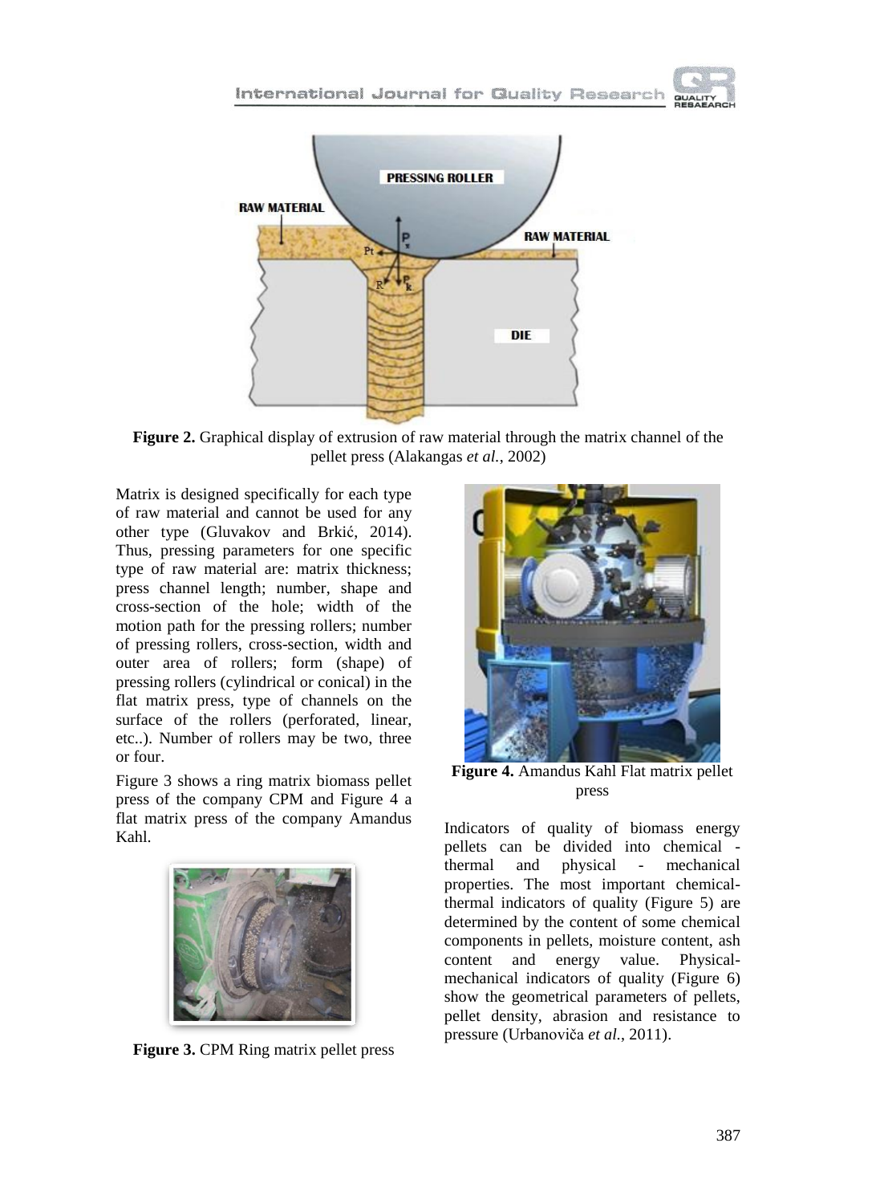**Figure 2.** Graphical display of extrusion of raw material through the matrix channel of the pellet press (Alakangas *et al.*, 2002)

Matrix is designed specifically for each type of raw material and cannot be used for any other type (Gluvakov and Brkić, 2014). Thus, pressing parameters for one specific type of raw material are: matrix thickness; press channel length; number, shape and cross-section of the hole; width of the motion path for the pressing rollers; number of pressing rollers, cross-section, width and outer area of rollers; form (shape) of pressing rollers (cylindrical or conical) in the flat matrix press, type of channels on the surface of the rollers (perforated, linear, etc..). Number of rollers may be two, three or four.

Figure 3 shows a ring matrix biomass pellet press of the company CPM and Figure 4 a flat matrix press of the company Amandus Kahl.

**Figure 3.** CPM Ring matrix pellet press

**Figure 4.** Amandus Kahl Flat matrix pellet press

Indicators of quality of biomass energy pellets can be divided into chemical - thermal and physical - mechanical properties. The most important chemical-thermal indicators of quality (Figure 5) are determined by the content of some chemical components in pellets, moisture content, ash content and energy value. Physical-mechanical indicators of quality (Figure 6) show the geometrical parameters of pellets, pellet density, abrasion and resistance to pressure (Urbanoviča *et al.*, 2011).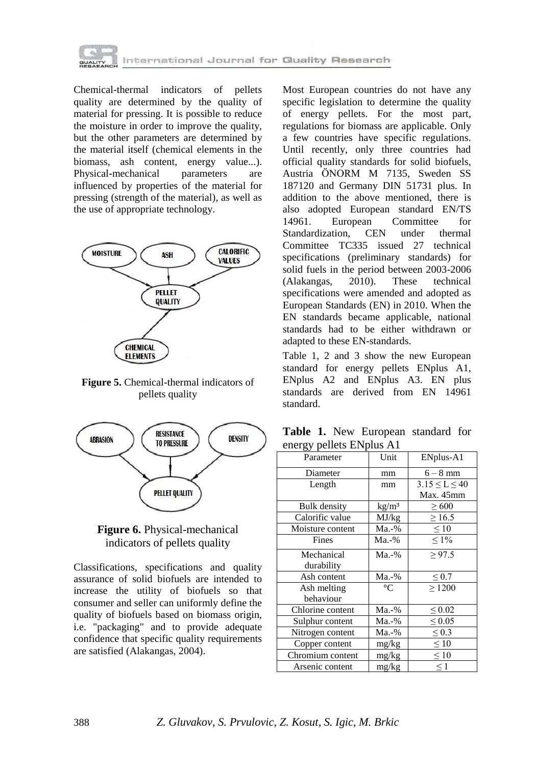Chemical-thermal indicators of pellets quality are determined by the quality of material for pressing. It is possible to reduce the moisture in order to improve the quality, but the other parameters are determined by the material itself (chemical elements in the biomass, ash content, energy value...). Physical-mechanical parameters are influenced by properties of the material for pressing (strength of the material), as well as the use of appropriate technology.

**Figure 5.** Chemical-thermal indicators of pellets quality

**Figure 6.** Physical-mechanical indicators of pellets quality

Classifications, specifications and quality assurance of solid biofuels are intended to increase the utility of biofuels so that consumer and seller can uniformly define the quality of biofuels based on biomass origin, i.e. "packaging" and to provide adequate confidence that specific quality requirements are satisfied (Alakangas, 2004).

Most European countries do not have any specific legislation to determine the quality of energy pellets. For the most part, regulations for biomass are applicable. Only a few countries have specific regulations. Until recently, only three countries had official quality standards for solid biofuels, Austria ÖNORM M 7135, Sweden SS 187120 and Germany DIN 51731 plus. In addition to the above mentioned, there is also adopted European standard EN/TS 14961. European Committee for Standardization, CEN under thermal Committee TC335 issued 27 technical specifications (preliminary standards) for solid fuels in the period between 2003-2006 (Alakangas, 2010). These technical specifications were amended and adopted as European Standards (EN) in 2010. When the EN standards became applicable, national standards had to be either withdrawn or adapted to these EN-standards.

Table 1, 2 and 3 show the new European standard for energy pellets ENplus A1, ENplus A2 and ENplus A3. EN plus standards are derived from EN 14961 standard.

**Table 1.** New European standard for energy pellets ENplus A1

| Parameter | Unit | ENplus-A1 |
|---|---|---|
| Diameter | mm | 6 – 8 mm |
| Length | mm | $3.15 \leq L \leq 40$ Max. 45mm |
| Bulk density | kg/m³ | ≥ 600 |
| Calorific value | MJ/kg | ≥ 16.5 |
| Moisture content | Ma.-% | ≤ 10 |
| Fines | Ma.-% | ≤ 1% |
| Mechanical durability | Ma.-% | ≥ 97.5 |
| Ash content | Ma.-% | ≤ 0.7 |
| Ash melting behaviour | °C | ≥ 1200 |
| Chlorine content | Ma.-% | ≤ 0.02 |
| Sulphur content | Ma.-% | ≤ 0.05 |
| Nitrogen content | Ma.-% | ≤ 0.3 |
| Copper content | mg/kg | ≤ 10 |
| Chromium content | mg/kg | ≤ 10 |
| Arsenic content | mg/kg | ≤ 1 |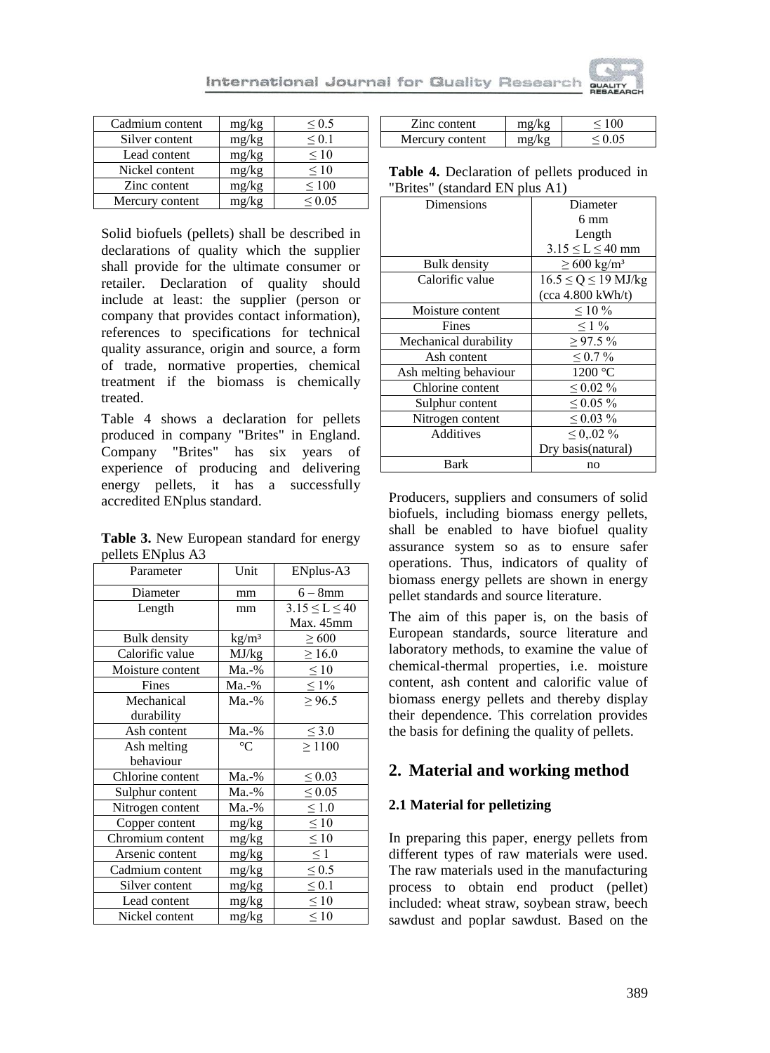| Cadmium content | mg/kg | ≤ 0.5 |
|---|---|---|
| Silver content | mg/kg | ≤ 0.1 |
| Lead content | mg/kg | ≤ 10 |
| Nickel content | mg/kg | ≤ 10 |
| Zinc content | mg/kg | ≤ 100 |
| Mercury content | mg/kg | ≤ 0.05 |

Solid biofuels (pellets) shall be described in declarations of quality which the supplier shall provide for the ultimate consumer or retailer. Declaration of quality should include at least: the supplier (person or company that provides contact information), references to specifications for technical quality assurance, origin and source, a form of trade, normative properties, chemical treatment if the biomass is chemically treated.

Table 4 shows a declaration for pellets produced in company "Brites" in England. Company "Brites" has six years of experience of producing and delivering energy pellets, it has a successfully accredited ENplus standard.

**Table 3.** New European standard for energy pellets ENplus A3

| Parameter | Unit | ENplus-A3 |
|---|---|---|
| Diameter | mm | 6 – 8mm |
| Length | mm | 3.15 ≤ L ≤ 40 Max. 45mm |
| Bulk density | kg/m³ | ≥ 600 |
| Calorific value | MJ/kg | ≥ 16.0 |
| Moisture content | Ma.-% | ≤ 10 |
| Fines | Ma.-% | ≤ 1% |
| Mechanical durability | Ma.-% | ≥ 96.5 |
| Ash content | Ma.-% | ≤ 3.0 |
| Ash melting behaviour | °C | ≥ 1100 |
| Chlorine content | Ma.-% | ≤ 0.03 |
| Sulphur content | Ma.-% | ≤ 0.05 |
| Nitrogen content | Ma.-% | ≤ 1.0 |
| Copper content | mg/kg | ≤ 10 |
| Chromium content | mg/kg | ≤ 10 |
| Arsenic content | mg/kg | ≤ 1 |
| Cadmium content | mg/kg | ≤ 0.5 |
| Silver content | mg/kg | ≤ 0.1 |
| Lead content | mg/kg | ≤ 10 |
| Nickel content | mg/kg | ≤ 10 |
| Zinc content | mg/kg | ≤ 100 |
| Mercury content | mg/kg | ≤ 0.05 |

**Table 4.** Declaration of pellets produced in "Brites" (standard EN plus A1)

| Dimensions | Diameter 6 mm Length 3.15 ≤ L ≤ 40 mm |
|---|---|
| Bulk density | ≥ 600 kg/m³ |
| Calorific value | 16.5 ≤ Q ≤ 19 MJ/kg (cca 4.800 kWh/t) |
| Moisture content | ≤ 10 % |
| Fines | ≤ 1 % |
| Mechanical durability | ≥ 97.5 % |
| Ash content | ≤ 0.7 % |
| Ash melting behaviour | 1200 °C |
| Chlorine content | ≤ 0.02 % |
| Sulphur content | ≤ 0.05 % |
| Nitrogen content | ≤ 0.03 % |
| Additives | ≤ 0,.02 % Dry basis(natural) |
| Bark | no |

Producers, suppliers and consumers of solid biofuels, including biomass energy pellets, shall be enabled to have biofuel quality assurance system so as to ensure safer operations. Thus, indicators of quality of biomass energy pellets are shown in energy pellet standards and source literature.

The aim of this paper is, on the basis of European standards, source literature and laboratory methods, to examine the value of chemical-thermal properties, i.e. moisture content, ash content and calorific value of biomass energy pellets and thereby display their dependence. This correlation provides the basis for defining the quality of pellets.

## 2. Material and working method

### 2.1 Material for pelletizing

In preparing this paper, energy pellets from different types of raw materials were used. The raw materials used in the manufacturing process to obtain end product (pellet) included: wheat straw, soybean straw, beech sawdust and poplar sawdust. Based on the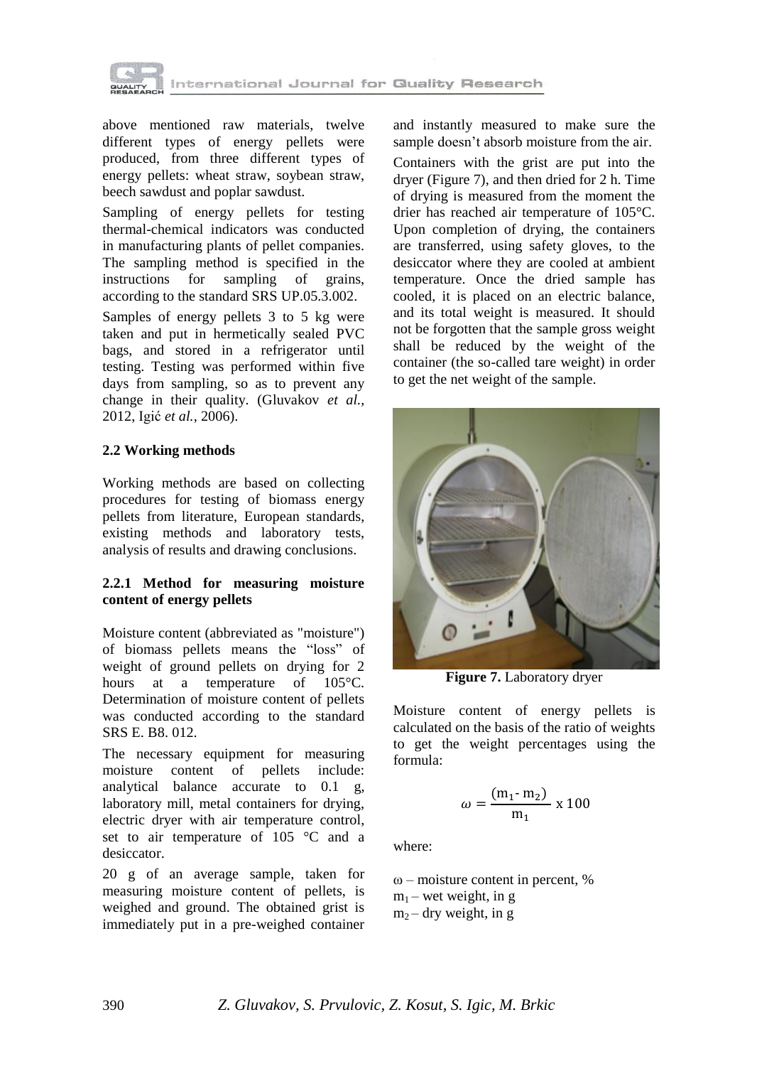above mentioned raw materials, twelve different types of energy pellets were produced, from three different types of energy pellets: wheat straw, soybean straw, beech sawdust and poplar sawdust.

Sampling of energy pellets for testing thermal-chemical indicators was conducted in manufacturing plants of pellet companies. The sampling method is specified in the instructions for sampling of grains, according to the standard SRS UP.05.3.002.

Samples of energy pellets 3 to 5 kg were taken and put in hermetically sealed PVC bags, and stored in a refrigerator until testing. Testing was performed within five days from sampling, so as to prevent any change in their quality. (Gluvakov *et al.*, 2012, Igić *et al.*, 2006).

### 2.2 Working methods

Working methods are based on collecting procedures for testing of biomass energy pellets from literature, European standards, existing methods and laboratory tests, analysis of results and drawing conclusions.

#### 2.2.1 Method for measuring moisture content of energy pellets

Moisture content (abbreviated as "moisture") of biomass pellets means the “loss” of weight of ground pellets on drying for 2 hours at a temperature of 105°C. Determination of moisture content of pellets was conducted according to the standard SRS E. B8. 012.

The necessary equipment for measuring moisture content of pellets include: analytical balance accurate to 0.1 g, laboratory mill, metal containers for drying, electric dryer with air temperature control, set to air temperature of 105 °C and a desiccator.

20 g of an average sample, taken for measuring moisture content of pellets, is weighed and ground. The obtained grist is immediately put in a pre-weighed container and instantly measured to make sure the sample doesn’t absorb moisture from the air.

Containers with the grist are put into the dryer (Figure 7), and then dried for 2 h. Time of drying is measured from the moment the drier has reached air temperature of 105°C. Upon completion of drying, the containers are transferred, using safety gloves, to the desiccator where they are cooled at ambient temperature. Once the dried sample has cooled, it is placed on an electric balance, and its total weight is measured. It should not be forgotten that the sample gross weight shall be reduced by the weight of the container (the so-called tare weight) in order to get the net weight of the sample.

**Figure 7.** Laboratory dryer

Moisture content of energy pellets is calculated on the basis of the ratio of weights to get the weight percentages using the formula:

$$\omega = \frac{(m_1 - m_2)}{m_1} \times 100$$

where:

$\omega$ – moisture content in percent, %  
$m_1$ – wet weight, in g  
$m_2$ – dry weight, in g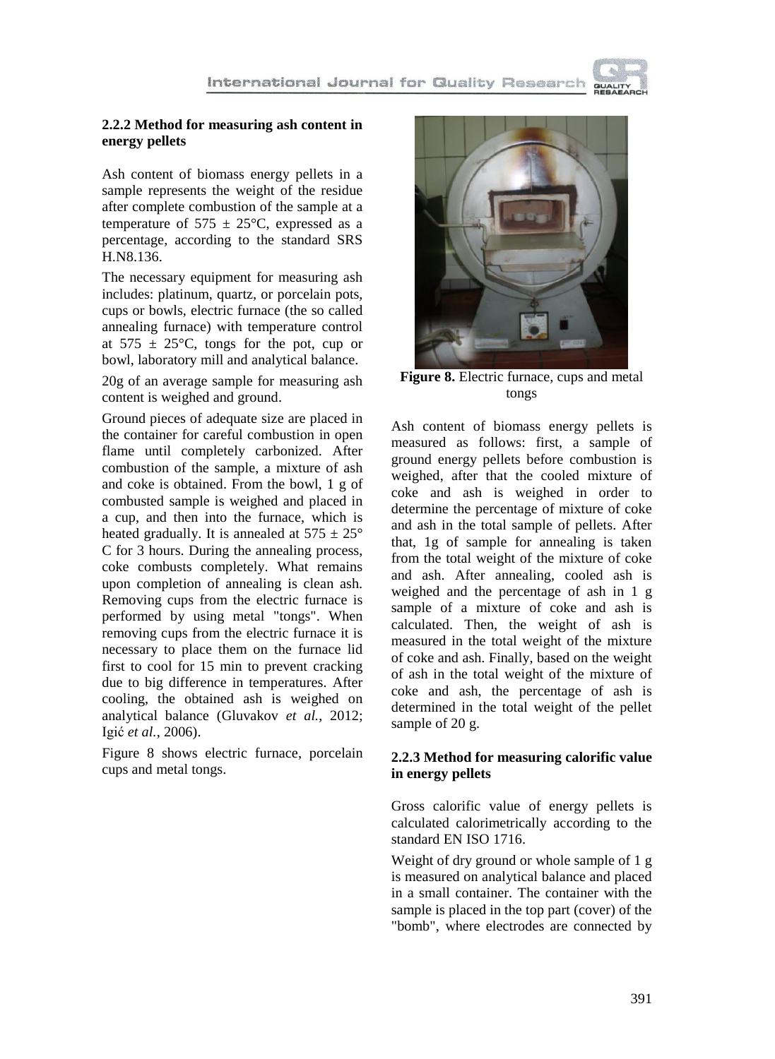### 2.2.2 Method for measuring ash content in energy pellets

Ash content of biomass energy pellets in a sample represents the weight of the residue after complete combustion of the sample at a temperature of 575 ± 25°C, expressed as a percentage, according to the standard SRS H.N8.136.

The necessary equipment for measuring ash includes: platinum, quartz, or porcelain pots, cups or bowls, electric furnace (the so called annealing furnace) with temperature control at 575 ± 25°C, tongs for the pot, cup or bowl, laboratory mill and analytical balance.

20g of an average sample for measuring ash content is weighed and ground.

Ground pieces of adequate size are placed in the container for careful combustion in open flame until completely carbonized. After combustion of the sample, a mixture of ash and coke is obtained. From the bowl, 1 g of combusted sample is weighed and placed in a cup, and then into the furnace, which is heated gradually. It is annealed at 575 ± 25° C for 3 hours. During the annealing process, coke combusts completely. What remains upon completion of annealing is clean ash. Removing cups from the electric furnace is performed by using metal "tongs". When removing cups from the electric furnace it is necessary to place them on the furnace lid first to cool for 15 min to prevent cracking due to big difference in temperatures. After cooling, the obtained ash is weighed on analytical balance (Gluvakov *et al.*, 2012; Igić *et al.*, 2006).

Figure 8 shows electric furnace, porcelain cups and metal tongs.

**Figure 8.** Electric furnace, cups and metal tongs

Ash content of biomass energy pellets is measured as follows: first, a sample of ground energy pellets before combustion is weighed, after that the cooled mixture of coke and ash is weighed in order to determine the percentage of mixture of coke and ash in the total sample of pellets. After that, 1g of sample for annealing is taken from the total weight of the mixture of coke and ash. After annealing, cooled ash is weighed and the percentage of ash in 1 g sample of a mixture of coke and ash is calculated. Then, the weight of ash is measured in the total weight of the mixture of coke and ash. Finally, based on the weight of ash in the total weight of the mixture of coke and ash, the percentage of ash is determined in the total weight of the pellet sample of 20 g.

### 2.2.3 Method for measuring calorific value in energy pellets

Gross calorific value of energy pellets is calculated calorimetrically according to the standard EN ISO 1716.

Weight of dry ground or whole sample of 1 g is measured on analytical balance and placed in a small container. The container with the sample is placed in the top part (cover) of the "bomb", where electrodes are connected by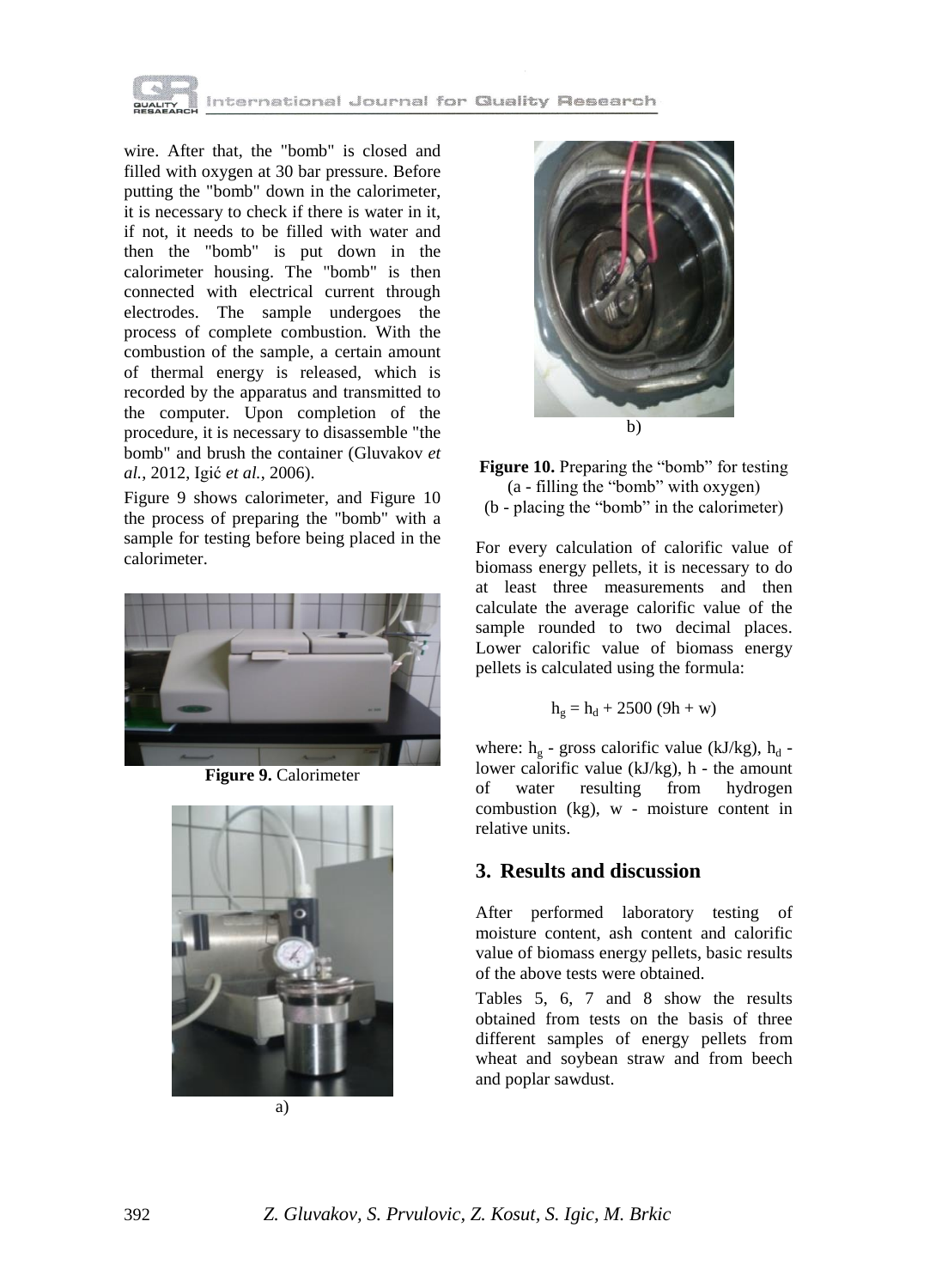wire. After that, the "bomb" is closed and filled with oxygen at 30 bar pressure. Before putting the "bomb" down in the calorimeter, it is necessary to check if there is water in it, if not, it needs to be filled with water and then the "bomb" is put down in the calorimeter housing. The "bomb" is then connected with electrical current through electrodes. The sample undergoes the process of complete combustion. With the combustion of the sample, a certain amount of thermal energy is released, which is recorded by the apparatus and transmitted to the computer. Upon completion of the procedure, it is necessary to disassemble "the bomb" and brush the container (Gluvakov *et al.*, 2012, Igić *et al.*, 2006).

Figure 9 shows calorimeter, and Figure 10 the process of preparing the "bomb" with a sample for testing before being placed in the calorimeter.

**Figure 9.** Calorimeter

a)

b)

**Figure 10.** Preparing the "bomb" for testing (a - filling the "bomb" with oxygen) (b - placing the "bomb" in the calorimeter)

For every calculation of calorific value of biomass energy pellets, it is necessary to do at least three measurements and then calculate the average calorific value of the sample rounded to two decimal places. Lower calorific value of biomass energy pellets is calculated using the formula:

$$h_g = h_d + 2500\,(9h + w)$$

where: $h_g$ - gross calorific value (kJ/kg), $h_d$ - lower calorific value (kJ/kg), h - the amount of water resulting from hydrogen combustion (kg), w - moisture content in relative units.

## 3. Results and discussion

After performed laboratory testing of moisture content, ash content and calorific value of biomass energy pellets, basic results of the above tests were obtained.

Tables 5, 6, 7 and 8 show the results obtained from tests on the basis of three different samples of energy pellets from wheat and soybean straw and from beech and poplar sawdust.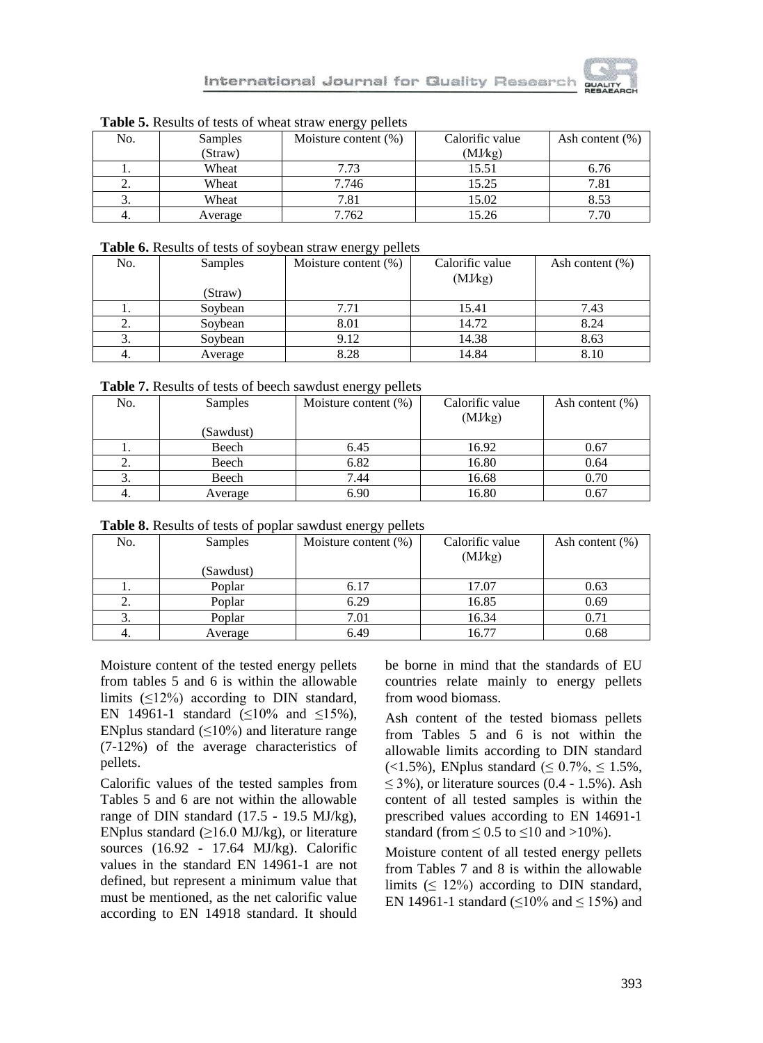**Table 5.** Results of tests of wheat straw energy pellets

| No. | Samples (Straw) | Moisture content (%) | Calorific value (MJ/kg) | Ash content (%) |
|---|---|---|---|---|
| 1. | Wheat | 7.73 | 15.51 | 6.76 |
| 2. | Wheat | 7.746 | 15.25 | 7.81 |
| 3. | Wheat | 7.81 | 15.02 | 8.53 |
| 4. | Average | 7.762 | 15.26 | 7.70 |

**Table 6.** Results of tests of soybean straw energy pellets

| No. | Samples (Straw) | Moisture content (%) | Calorific value (MJ/kg) | Ash content (%) |
|---|---|---|---|---|
| 1. | Soybean | 7.71 | 15.41 | 7.43 |
| 2. | Soybean | 8.01 | 14.72 | 8.24 |
| 3. | Soybean | 9.12 | 14.38 | 8.63 |
| 4. | Average | 8.28 | 14.84 | 8.10 |

**Table 7.** Results of tests of beech sawdust energy pellets

| No. | Samples (Sawdust) | Moisture content (%) | Calorific value (MJ/kg) | Ash content (%) |
|---|---|---|---|---|
| 1. | Beech | 6.45 | 16.92 | 0.67 |
| 2. | Beech | 6.82 | 16.80 | 0.64 |
| 3. | Beech | 7.44 | 16.68 | 0.70 |
| 4. | Average | 6.90 | 16.80 | 0.67 |

**Table 8.** Results of tests of poplar sawdust energy pellets

| No. | Samples (Sawdust) | Moisture content (%) | Calorific value (MJ/kg) | Ash content (%) |
|---|---|---|---|---|
| 1. | Poplar | 6.17 | 17.07 | 0.63 |
| 2. | Poplar | 6.29 | 16.85 | 0.69 |
| 3. | Poplar | 7.01 | 16.34 | 0.71 |
| 4. | Average | 6.49 | 16.77 | 0.68 |

Moisture content of the tested energy pellets from tables 5 and 6 is within the allowable limits (≤12%) according to DIN standard, EN 14961-1 standard (≤10% and ≤15%), ENplus standard (≤10%) and literature range (7-12%) of the average characteristics of pellets.

Calorific values of the tested samples from Tables 5 and 6 are not within the allowable range of DIN standard (17.5 - 19.5 MJ/kg), ENplus standard (≥16.0 MJ/kg), or literature sources (16.92 - 17.64 MJ/kg). Calorific values in the standard EN 14961-1 are not defined, but represent a minimum value that must be mentioned, as the net calorific value according to EN 14918 standard. It should be borne in mind that the standards of EU countries relate mainly to energy pellets from wood biomass.

Ash content of the tested biomass pellets from Tables 5 and 6 is not within the allowable limits according to DIN standard (<1.5%), ENplus standard (≤ 0.7%, ≤ 1.5%, ≤ 3%), or literature sources (0.4 - 1.5%). Ash content of all tested samples is within the prescribed values according to EN 14691-1 standard (from ≤ 0.5 to ≤10 and >10%).

Moisture content of all tested energy pellets from Tables 7 and 8 is within the allowable limits (≤ 12%) according to DIN standard, EN 14961-1 standard (≤10% and ≤ 15%) and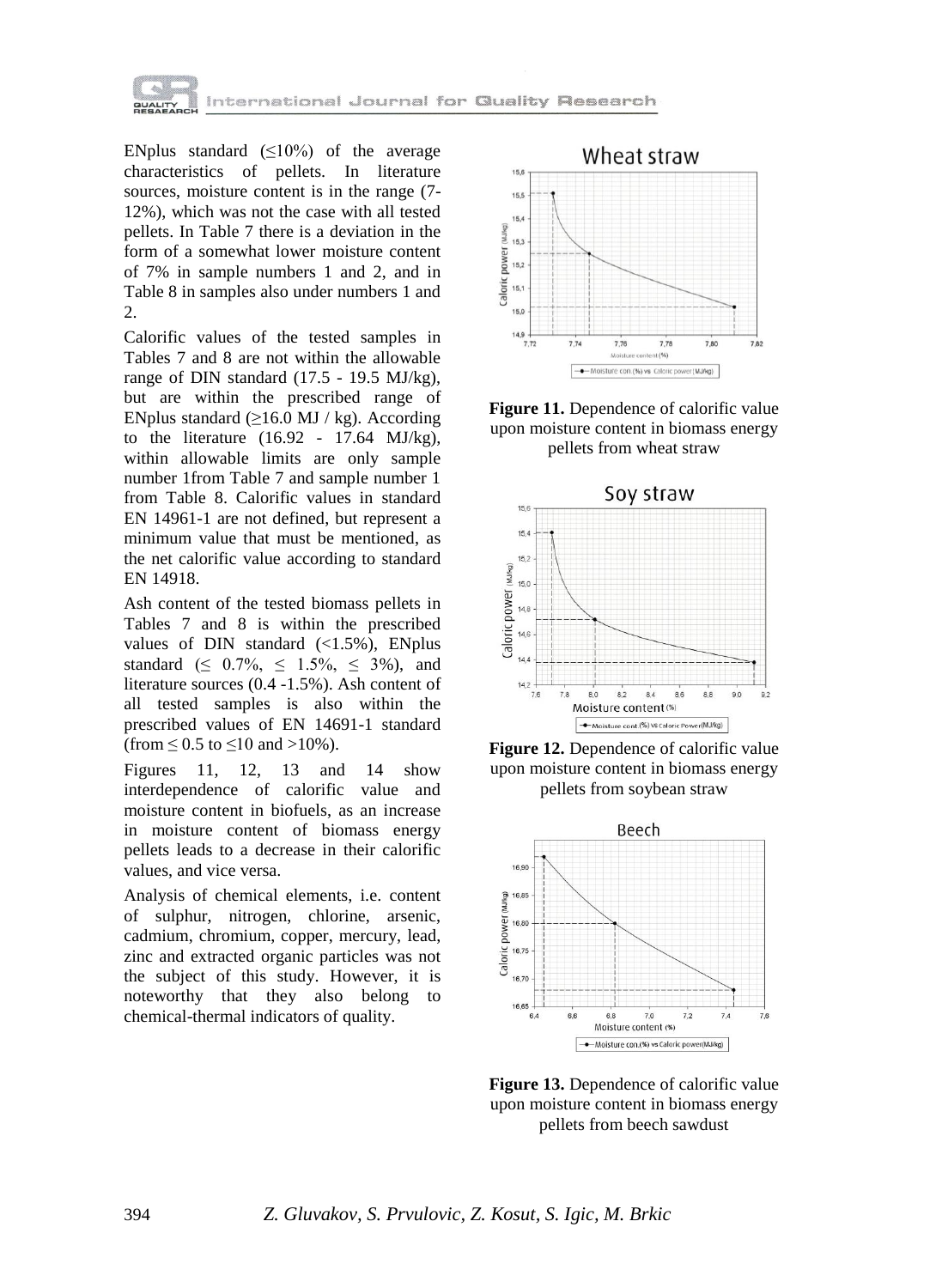ENplus standard (≤10%) of the average characteristics of pellets. In literature sources, moisture content is in the range (7-12%), which was not the case with all tested pellets. In Table 7 there is a deviation in the form of a somewhat lower moisture content of 7% in sample numbers 1 and 2, and in Table 8 in samples also under numbers 1 and 2.

Calorific values of the tested samples in Tables 7 and 8 are not within the allowable range of DIN standard (17.5 - 19.5 MJ/kg), but are within the prescribed range of ENplus standard (≥16.0 MJ / kg). According to the literature (16.92 - 17.64 MJ/kg), within allowable limits are only sample number 1from Table 7 and sample number 1 from Table 8. Calorific values in standard EN 14961-1 are not defined, but represent a minimum value that must be mentioned, as the net calorific value according to standard EN 14918.

Ash content of the tested biomass pellets in Tables 7 and 8 is within the prescribed values of DIN standard (<1.5%), ENplus standard (≤ 0.7%, ≤ 1.5%, ≤ 3%), and literature sources (0.4 -1.5%). Ash content of all tested samples is also within the prescribed values of EN 14691-1 standard (from ≤ 0.5 to ≤10 and >10%).

Figures 11, 12, 13 and 14 show interdependence of calorific value and moisture content in biofuels, as an increase in moisture content of biomass energy pellets leads to a decrease in their calorific values, and vice versa.

Analysis of chemical elements, i.e. content of sulphur, nitrogen, chlorine, arsenic, cadmium, chromium, copper, mercury, lead, zinc and extracted organic particles was not the subject of this study. However, it is noteworthy that they also belong to chemical-thermal indicators of quality.

**Figure 11.** Dependence of calorific value upon moisture content in biomass energy pellets from wheat straw

**Figure 12.** Dependence of calorific value upon moisture content in biomass energy pellets from soybean straw

**Figure 13.** Dependence of calorific value upon moisture content in biomass energy pellets from beech sawdust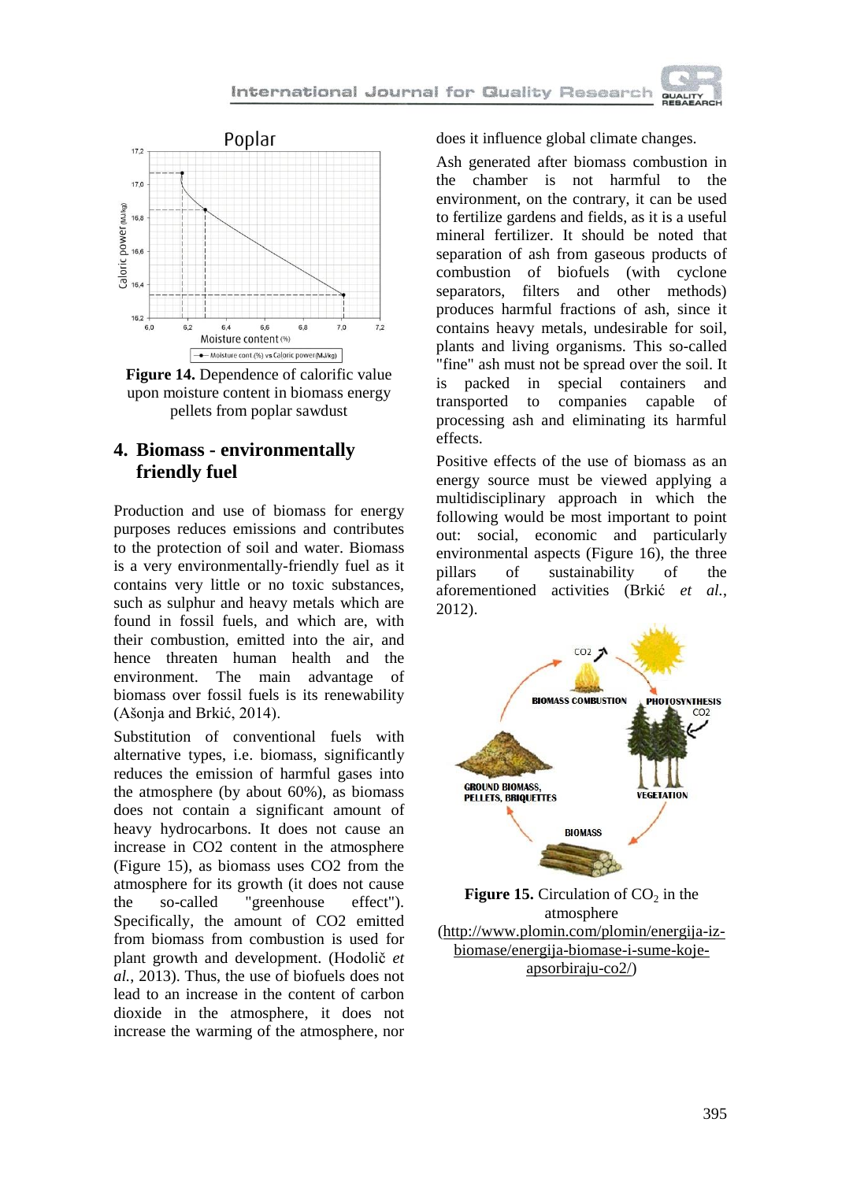**Figure 14.** Dependence of calorific value upon moisture content in biomass energy pellets from poplar sawdust

## 4. Biomass - environmentally friendly fuel

Production and use of biomass for energy purposes reduces emissions and contributes to the protection of soil and water. Biomass is a very environmentally-friendly fuel as it contains very little or no toxic substances, such as sulphur and heavy metals which are found in fossil fuels, and which are, with their combustion, emitted into the air, and hence threaten human health and the environment. The main advantage of biomass over fossil fuels is its renewability (Ašonja and Brkić, 2014).

Substitution of conventional fuels with alternative types, i.e. biomass, significantly reduces the emission of harmful gases into the atmosphere (by about 60%), as biomass does not contain a significant amount of heavy hydrocarbons. It does not cause an increase in CO2 content in the atmosphere (Figure 15), as biomass uses CO2 from the atmosphere for its growth (it does not cause the so-called "greenhouse effect"). Specifically, the amount of CO2 emitted from biomass from combustion is used for plant growth and development. (Hodolič *et al.*, 2013). Thus, the use of biofuels does not lead to an increase in the content of carbon dioxide in the atmosphere, it does not increase the warming of the atmosphere, nor does it influence global climate changes.

Ash generated after biomass combustion in the chamber is not harmful to the environment, on the contrary, it can be used to fertilize gardens and fields, as it is a useful mineral fertilizer. It should be noted that separation of ash from gaseous products of combustion of biofuels (with cyclone separators, filters and other methods) produces harmful fractions of ash, since it contains heavy metals, undesirable for soil, plants and living organisms. This so-called "fine" ash must not be spread over the soil. It is packed in special containers and transported to companies capable of processing ash and eliminating its harmful effects.

Positive effects of the use of biomass as an energy source must be viewed applying a multidisciplinary approach in which the following would be most important to point out: social, economic and particularly environmental aspects (Figure 16), the three pillars of sustainability of the aforementioned activities (Brkić *et al.*, 2012).

**Figure 15.** Circulation of $CO_2$ in the atmosphere (http://www.plomin.com/plomin/energija-iz-biomase/energija-biomase-i-sume-koje-apsorbiraju-co2/)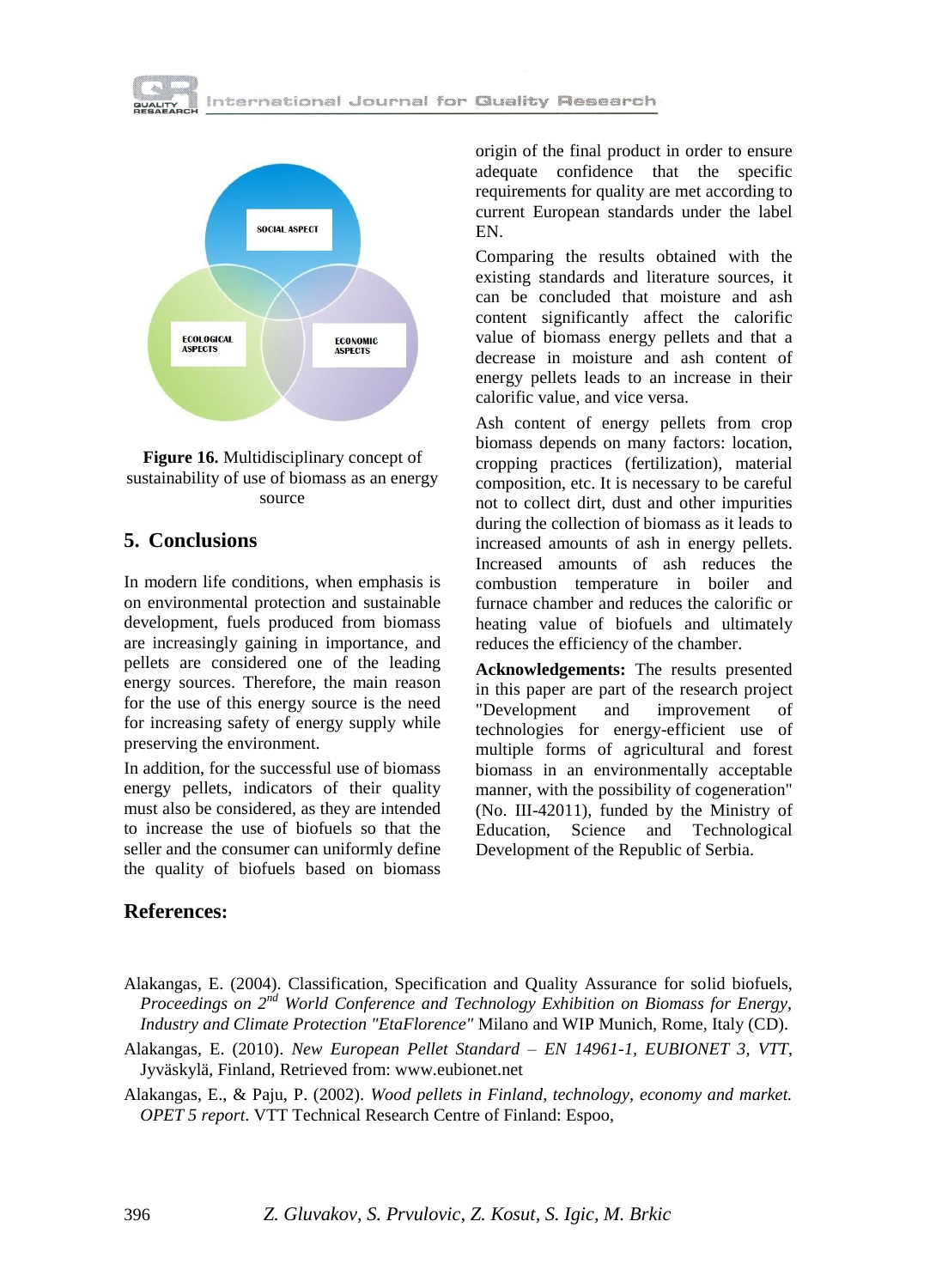Figure 16. Multidisciplinary concept of sustainability of use of biomass as an energy source

## 5. Conclusions

In modern life conditions, when emphasis is on environmental protection and sustainable development, fuels produced from biomass are increasingly gaining in importance, and pellets are considered one of the leading energy sources. Therefore, the main reason for the use of this energy source is the need for increasing safety of energy supply while preserving the environment.

In addition, for the successful use of biomass energy pellets, indicators of their quality must also be considered, as they are intended to increase the use of biofuels so that the seller and the consumer can uniformly define the quality of biofuels based on biomass origin of the final product in order to ensure adequate confidence that the specific requirements for quality are met according to current European standards under the label EN.

Comparing the results obtained with the existing standards and literature sources, it can be concluded that moisture and ash content significantly affect the calorific value of biomass energy pellets and that a decrease in moisture and ash content of energy pellets leads to an increase in their calorific value, and vice versa.

Ash content of energy pellets from crop biomass depends on many factors: location, cropping practices (fertilization), material composition, etc. It is necessary to be careful not to collect dirt, dust and other impurities during the collection of biomass as it leads to increased amounts of ash in energy pellets. Increased amounts of ash reduces the combustion temperature in boiler and furnace chamber and reduces the calorific or heating value of biofuels and ultimately reduces the efficiency of the chamber.

**Acknowledgements:** The results presented in this paper are part of the research project "Development and improvement of technologies for energy-efficient use of multiple forms of agricultural and forest biomass in an environmentally acceptable manner, with the possibility of cogeneration" (No. III-42011), funded by the Ministry of Education, Science and Technological Development of the Republic of Serbia.

## References:

Alakangas, E. (2004). Classification, Specification and Quality Assurance for solid biofuels, *Proceedings on 2nd World Conference and Technology Exhibition on Biomass for Energy, Industry and Climate Protection "EtaFlorence"* Milano and WIP Munich, Rome, Italy (CD).

Alakangas, E. (2010). *New European Pellet Standard – EN 14961-1, EUBIONET 3, VTT*, Jyväskylä, Finland, Retrieved from: www.eubionet.net

Alakangas, E., & Paju, P. (2002). *Wood pellets in Finland, technology, economy and market. OPET 5 report*. VTT Technical Research Centre of Finland: Espoo,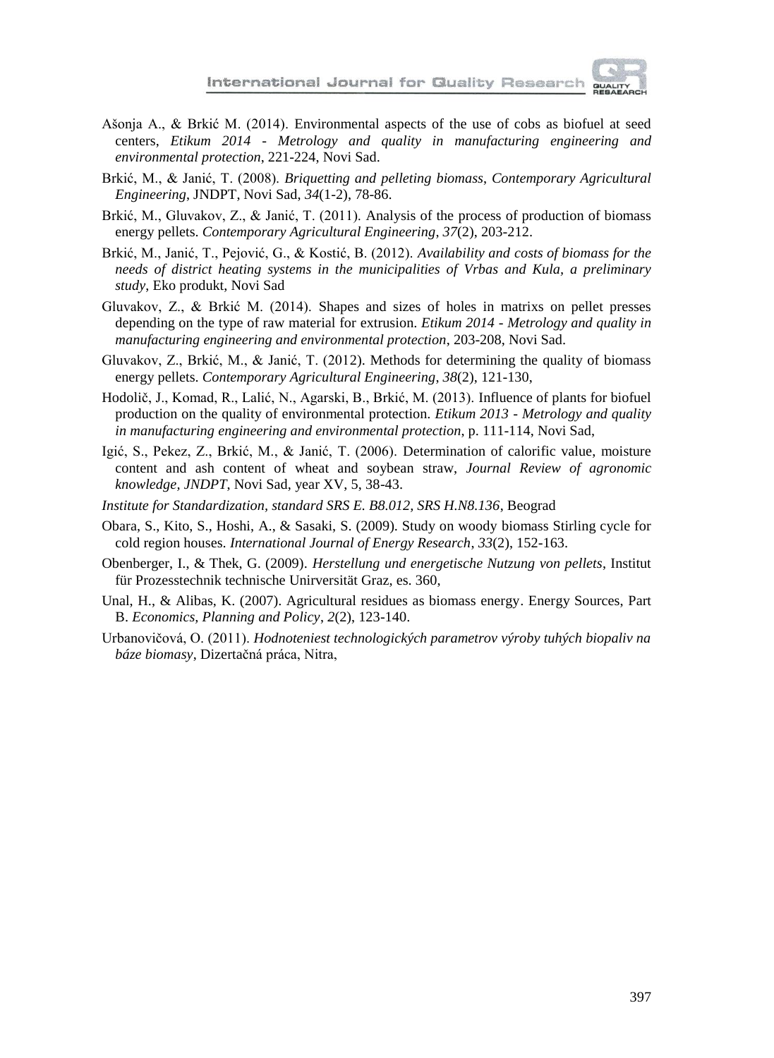Ašonja A., & Brkić M. (2014). Environmental aspects of the use of cobs as biofuel at seed centers, *Etikum 2014 - Metrology and quality in manufacturing engineering and environmental protection*, 221-224, Novi Sad.

Brkić, M., & Janić, T. (2008). *Briquetting and pelleting biomass*, *Contemporary Agricultural Engineering*, JNDPT, Novi Sad, *34*(1-2), 78-86.

Brkić, M., Gluvakov, Z., & Janić, T. (2011). Analysis of the process of production of biomass energy pellets. *Contemporary Agricultural Engineering*, *37*(2), 203-212.

Brkić, M., Janić, T., Pejović, G., & Kostić, B. (2012). *Availability and costs of biomass for the needs of district heating systems in the municipalities of Vrbas and Kula, a preliminary study*, Eko produkt, Novi Sad

Gluvakov, Z., & Brkić M. (2014). Shapes and sizes of holes in matrixs on pellet presses depending on the type of raw material for extrusion. *Etikum 2014 - Metrology and quality in manufacturing engineering and environmental protection*, 203-208, Novi Sad.

Gluvakov, Z., Brkić, M., & Janić, T. (2012). Methods for determining the quality of biomass energy pellets. *Contemporary Agricultural Engineering*, *38*(2), 121-130,

Hodolič, J., Komad, R., Lalić, N., Agarski, B., Brkić, M. (2013). Influence of plants for biofuel production on the quality of environmental protection. *Etikum 2013 - Metrology and quality in manufacturing engineering and environmental protection*, p. 111-114, Novi Sad,

Igić, S., Pekez, Z., Brkić, M., & Janić, T. (2006). Determination of calorific value, moisture content and ash content of wheat and soybean straw, *Journal Review of agronomic knowledge, JNDPT*, Novi Sad, year XV, 5, 38-43.

*Institute for Standardization, standard SRS E. B8.012, SRS H.N8.136*, Beograd

Obara, S., Kito, S., Hoshi, A., & Sasaki, S. (2009). Study on woody biomass Stirling cycle for cold region houses. *International Journal of Energy Research*, *33*(2), 152-163.

Obenberger, I., & Thek, G. (2009). *Herstellung und energetische Nutzung von pellets*, Institut für Prozesstechnik technische Unirversität Graz, es. 360,

Unal, H., & Alibas, K. (2007). Agricultural residues as biomass energy. Energy Sources, Part B. *Economics, Planning and Policy*, *2*(2), 123-140.

Urbanovičová, O. (2011). *Hodnoteniest technologických parametrov výroby tuhých biopaliv na báze biomasy*, Dizertačná práca, Nitra,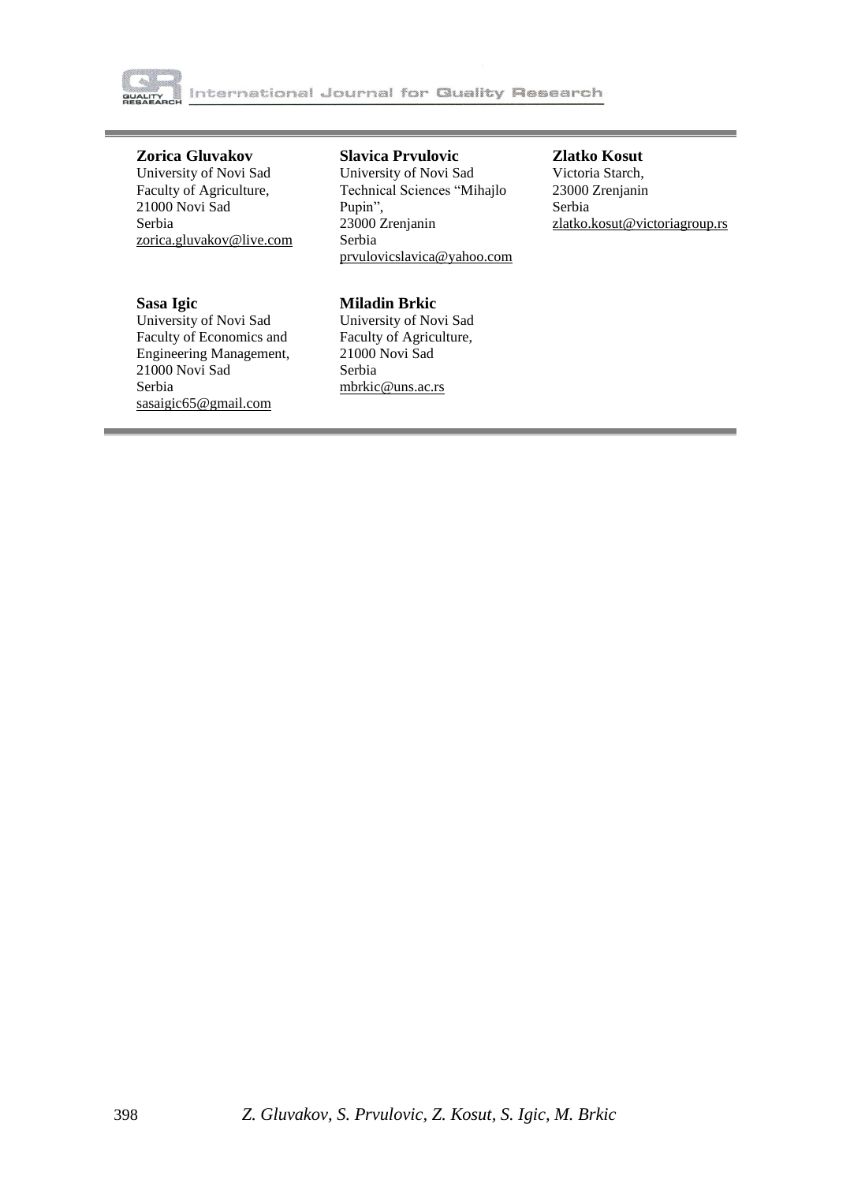**Zorica Gluvakov**
University of Novi Sad
Faculty of Agriculture,
21000 Novi Sad
Serbia
zorica.gluvakov@live.com

**Slavica Prvulovic**
University of Novi Sad
Technical Sciences "Mihajlo Pupin",
23000 Zrenjanin
Serbia
prvulovicslavica@yahoo.com

**Zlatko Kosut**
Victoria Starch,
23000 Zrenjanin
Serbia
zlatko.kosut@victoriagroup.rs

**Sasa Igic**
University of Novi Sad
Faculty of Economics and Engineering Management,
21000 Novi Sad
Serbia
sasaigic65@gmail.com

**Miladin Brkic**
University of Novi Sad
Faculty of Agriculture,
21000 Novi Sad
Serbia
mbrkic@uns.ac.rs